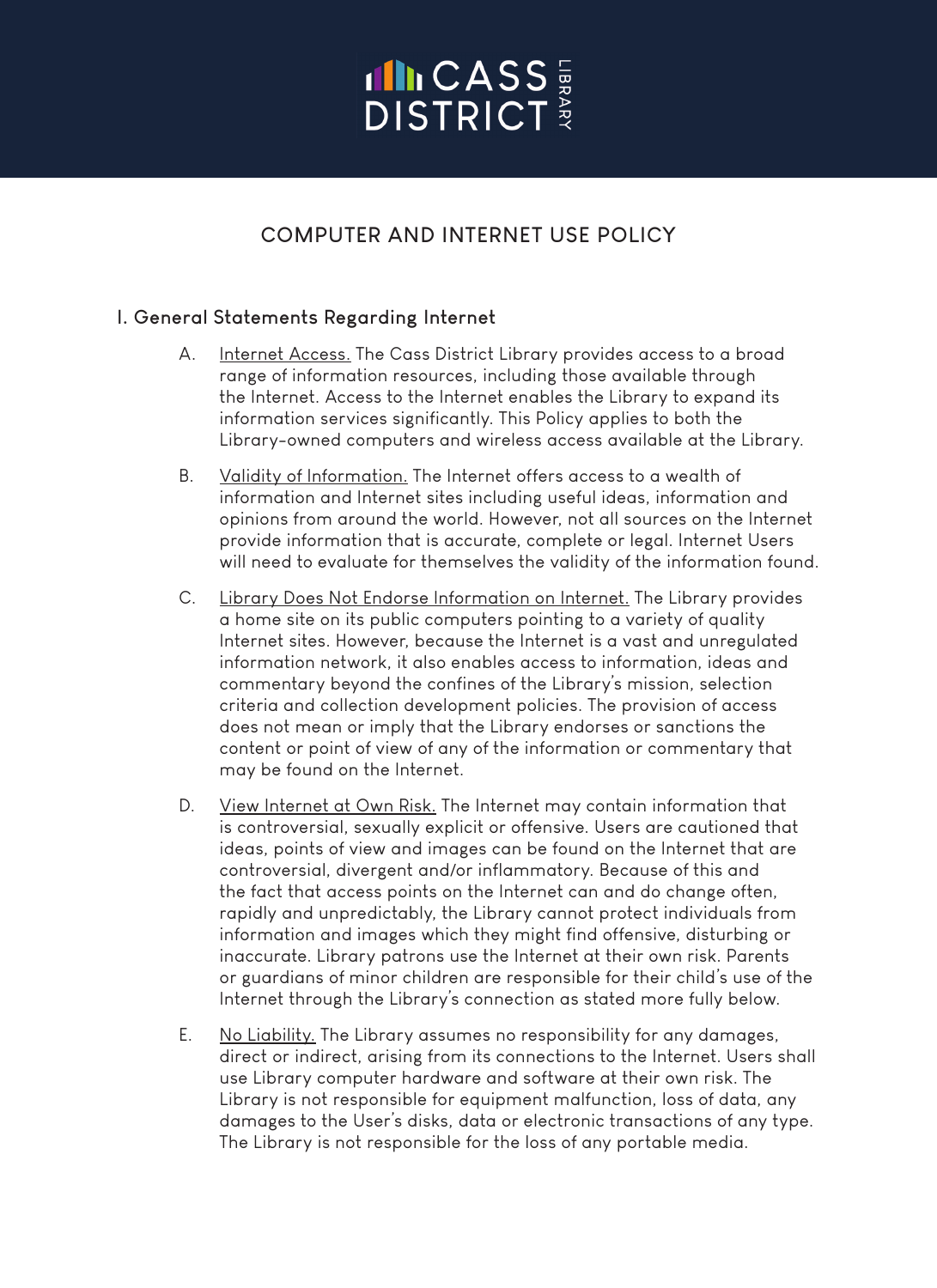# CASS DISTRICT LIBRARY

## COMPUTER AND INTERNET USE POLICY

### I. General Statements Regarding Internet

A. Internet Access. The Cass District Library provides access to a broad range of information resources, including those available through the Internet. Access to the Internet enables the Library to expand its information services significantly. This Policy applies to both the Library-owned computers and wireless access available at the Library.

B. Validity of Information. The Internet offers access to a wealth of information and Internet sites including useful ideas, information and opinions from around the world. However, not all sources on the Internet provide information that is accurate, complete or legal. Internet Users will need to evaluate for themselves the validity of the information found.

C. Library Does Not Endorse Information on Internet. The Library provides a home site on its public computers pointing to a variety of quality Internet sites. However, because the Internet is a vast and unregulated information network, it also enables access to information, ideas and commentary beyond the confines of the Library's mission, selection criteria and collection development policies. The provision of access does not mean or imply that the Library endorses or sanctions the content or point of view of any of the information or commentary that may be found on the Internet.

D. View Internet at Own Risk. The Internet may contain information that is controversial, sexually explicit or offensive. Users are cautioned that ideas, points of view and images can be found on the Internet that are controversial, divergent and/or inflammatory. Because of this and the fact that access points on the Internet can and do change often, rapidly and unpredictably, the Library cannot protect individuals from information and images which they might find offensive, disturbing or inaccurate. Library patrons use the Internet at their own risk. Parents or guardians of minor children are responsible for their child's use of the Internet through the Library's connection as stated more fully below.

E. No Liability. The Library assumes no responsibility for any damages, direct or indirect, arising from its connections to the Internet. Users shall use Library computer hardware and software at their own risk. The Library is not responsible for equipment malfunction, loss of data, any damages to the User's disks, data or electronic transactions of any type. The Library is not responsible for the loss of any portable media.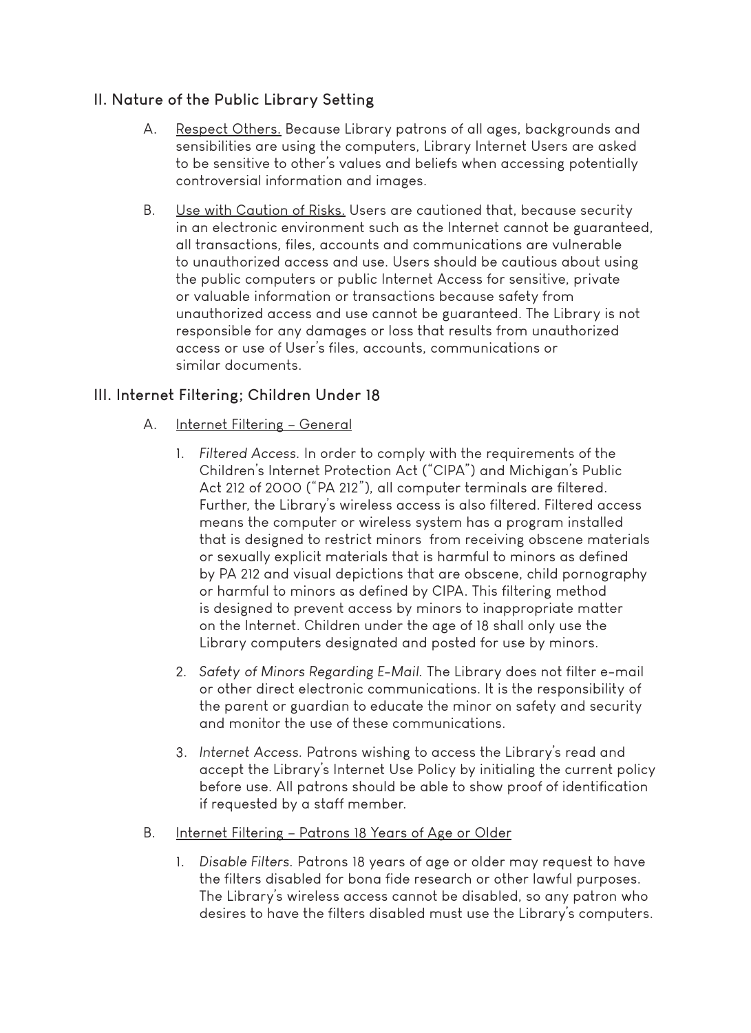## II. Nature of the Public Library Setting

A. Respect Others. Because Library patrons of all ages, backgrounds and sensibilities are using the computers, Library Internet Users are asked to be sensitive to other's values and beliefs when accessing potentially controversial information and images.

B. Use with Caution of Risks. Users are cautioned that, because security in an electronic environment such as the Internet cannot be guaranteed, all transactions, files, accounts and communications are vulnerable to unauthorized access and use. Users should be cautious about using the public computers or public Internet Access for sensitive, private or valuable information or transactions because safety from unauthorized access and use cannot be guaranteed. The Library is not responsible for any damages or loss that results from unauthorized access or use of User's files, accounts, communications or similar documents.

## III. Internet Filtering; Children Under 18

A. Internet Filtering – General

1. *Filtered Access.* In order to comply with the requirements of the Children's Internet Protection Act ("CIPA") and Michigan's Public Act 212 of 2000 ("PA 212"), all computer terminals are filtered. Further, the Library's wireless access is also filtered. Filtered access means the computer or wireless system has a program installed that is designed to restrict minors from receiving obscene materials or sexually explicit materials that is harmful to minors as defined by PA 212 and visual depictions that are obscene, child pornography or harmful to minors as defined by CIPA. This filtering method is designed to prevent access by minors to inappropriate matter on the Internet. Children under the age of 18 shall only use the Library computers designated and posted for use by minors.

2. *Safety of Minors Regarding E-Mail.* The Library does not filter e-mail or other direct electronic communications. It is the responsibility of the parent or guardian to educate the minor on safety and security and monitor the use of these communications.

3. *Internet Access.* Patrons wishing to access the Library's read and accept the Library's Internet Use Policy by initialing the current policy before use. All patrons should be able to show proof of identification if requested by a staff member.

B. Internet Filtering – Patrons 18 Years of Age or Older

1. *Disable Filters.* Patrons 18 years of age or older may request to have the filters disabled for bona fide research or other lawful purposes. The Library's wireless access cannot be disabled, so any patron who desires to have the filters disabled must use the Library's computers.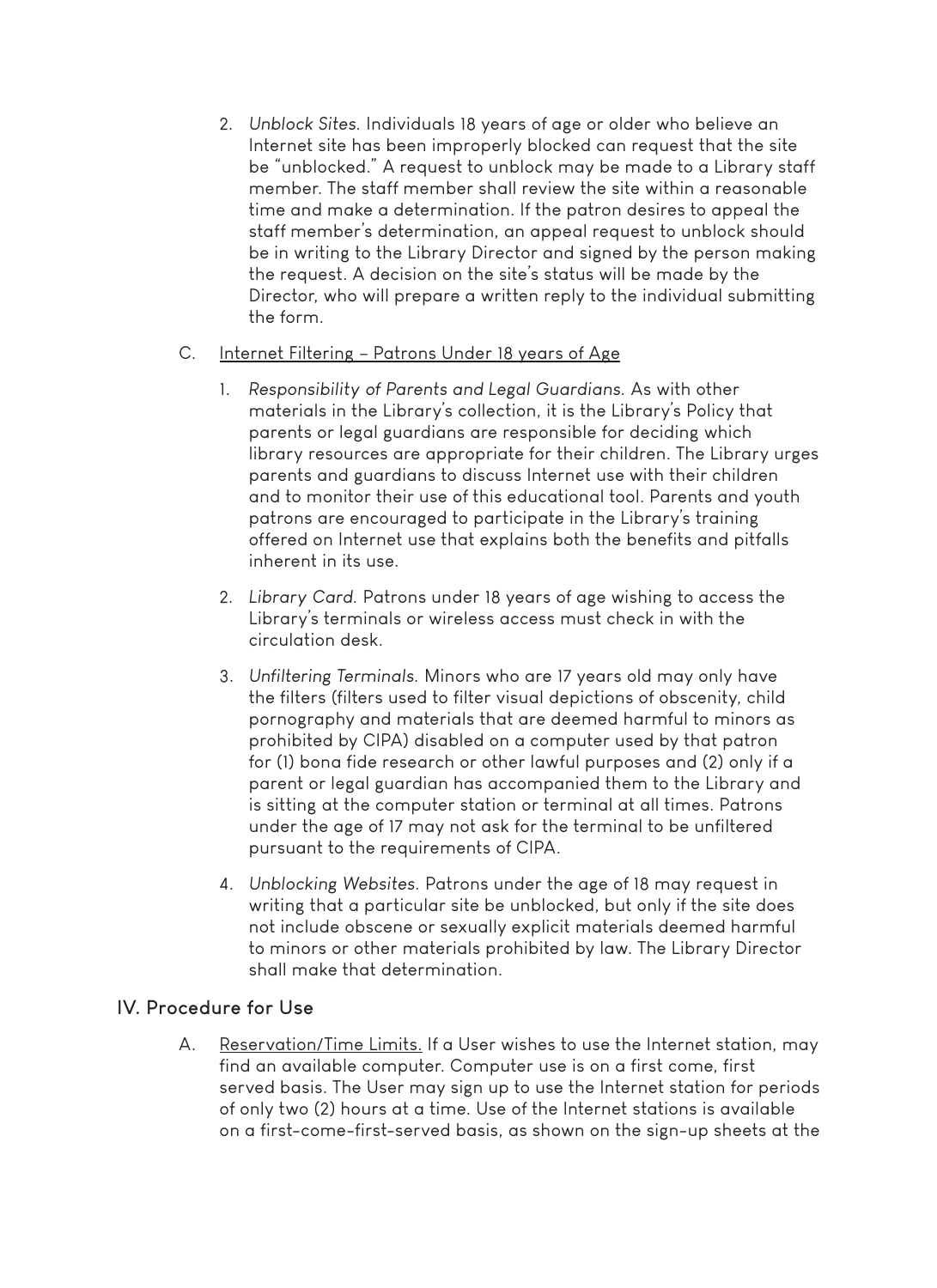2. *Unblock Sites.* Individuals 18 years of age or older who believe an Internet site has been improperly blocked can request that the site be "unblocked." A request to unblock may be made to a Library staff member. The staff member shall review the site within a reasonable time and make a determination. If the patron desires to appeal the staff member's determination, an appeal request to unblock should be in writing to the Library Director and signed by the person making the request. A decision on the site's status will be made by the Director, who will prepare a written reply to the individual submitting the form.

C. Internet Filtering – Patrons Under 18 years of Age

1. *Responsibility of Parents and Legal Guardians.* As with other materials in the Library's collection, it is the Library's Policy that parents or legal guardians are responsible for deciding which library resources are appropriate for their children. The Library urges parents and guardians to discuss Internet use with their children and to monitor their use of this educational tool. Parents and youth patrons are encouraged to participate in the Library's training offered on Internet use that explains both the benefits and pitfalls inherent in its use.

2. *Library Card.* Patrons under 18 years of age wishing to access the Library's terminals or wireless access must check in with the circulation desk.

3. *Unfiltering Terminals.* Minors who are 17 years old may only have the filters (filters used to filter visual depictions of obscenity, child pornography and materials that are deemed harmful to minors as prohibited by CIPA) disabled on a computer used by that patron for (1) bona fide research or other lawful purposes and (2) only if a parent or legal guardian has accompanied them to the Library and is sitting at the computer station or terminal at all times. Patrons under the age of 17 may not ask for the terminal to be unfiltered pursuant to the requirements of CIPA.

4. *Unblocking Websites.* Patrons under the age of 18 may request in writing that a particular site be unblocked, but only if the site does not include obscene or sexually explicit materials deemed harmful to minors or other materials prohibited by law. The Library Director shall make that determination.

## IV. Procedure for Use

A. Reservation/Time Limits. If a User wishes to use the Internet station, may find an available computer. Computer use is on a first come, first served basis. The User may sign up to use the Internet station for periods of only two (2) hours at a time. Use of the Internet stations is available on a first-come-first-served basis, as shown on the sign-up sheets at the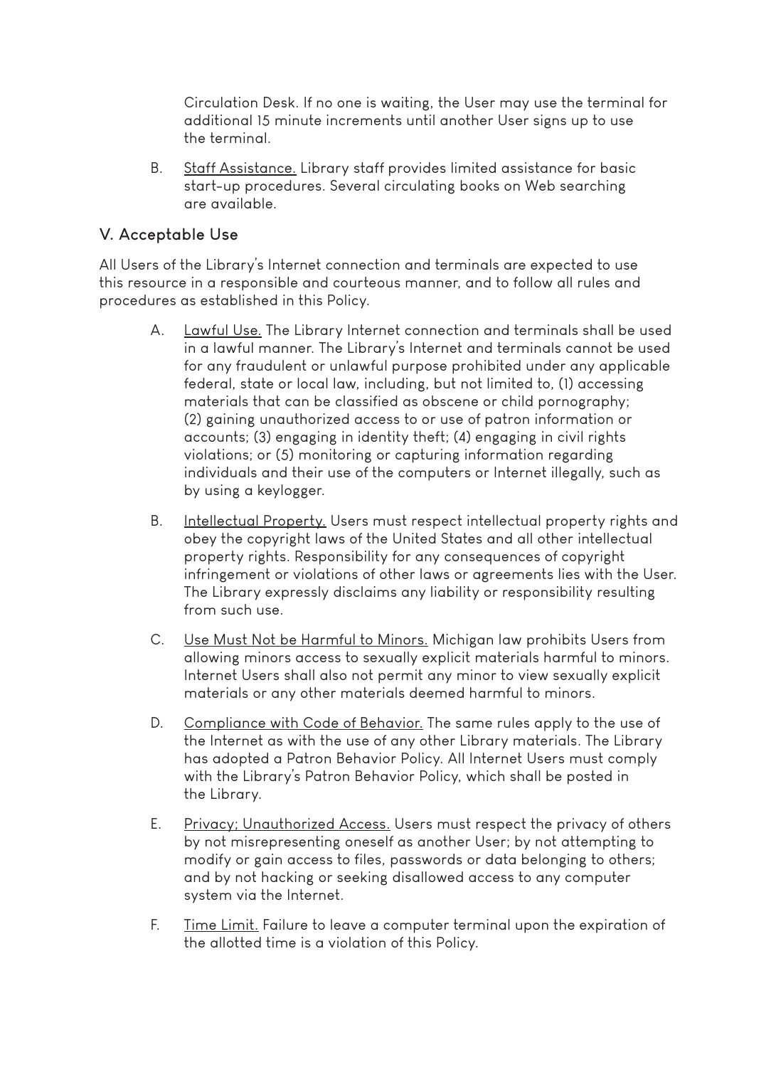Circulation Desk. If no one is waiting, the User may use the terminal for additional 15 minute increments until another User signs up to use the terminal.

B. Staff Assistance. Library staff provides limited assistance for basic start-up procedures. Several circulating books on Web searching are available.

## V. Acceptable Use

All Users of the Library's Internet connection and terminals are expected to use this resource in a responsible and courteous manner, and to follow all rules and procedures as established in this Policy.

A. Lawful Use. The Library Internet connection and terminals shall be used in a lawful manner. The Library's Internet and terminals cannot be used for any fraudulent or unlawful purpose prohibited under any applicable federal, state or local law, including, but not limited to, (1) accessing materials that can be classified as obscene or child pornography; (2) gaining unauthorized access to or use of patron information or accounts; (3) engaging in identity theft; (4) engaging in civil rights violations; or (5) monitoring or capturing information regarding individuals and their use of the computers or Internet illegally, such as by using a keylogger.

B. Intellectual Property. Users must respect intellectual property rights and obey the copyright laws of the United States and all other intellectual property rights. Responsibility for any consequences of copyright infringement or violations of other laws or agreements lies with the User. The Library expressly disclaims any liability or responsibility resulting from such use.

C. Use Must Not be Harmful to Minors. Michigan law prohibits Users from allowing minors access to sexually explicit materials harmful to minors. Internet Users shall also not permit any minor to view sexually explicit materials or any other materials deemed harmful to minors.

D. Compliance with Code of Behavior. The same rules apply to the use of the Internet as with the use of any other Library materials. The Library has adopted a Patron Behavior Policy. All Internet Users must comply with the Library's Patron Behavior Policy, which shall be posted in the Library.

E. Privacy; Unauthorized Access. Users must respect the privacy of others by not misrepresenting oneself as another User; by not attempting to modify or gain access to files, passwords or data belonging to others; and by not hacking or seeking disallowed access to any computer system via the Internet.

F. Time Limit. Failure to leave a computer terminal upon the expiration of the allotted time is a violation of this Policy.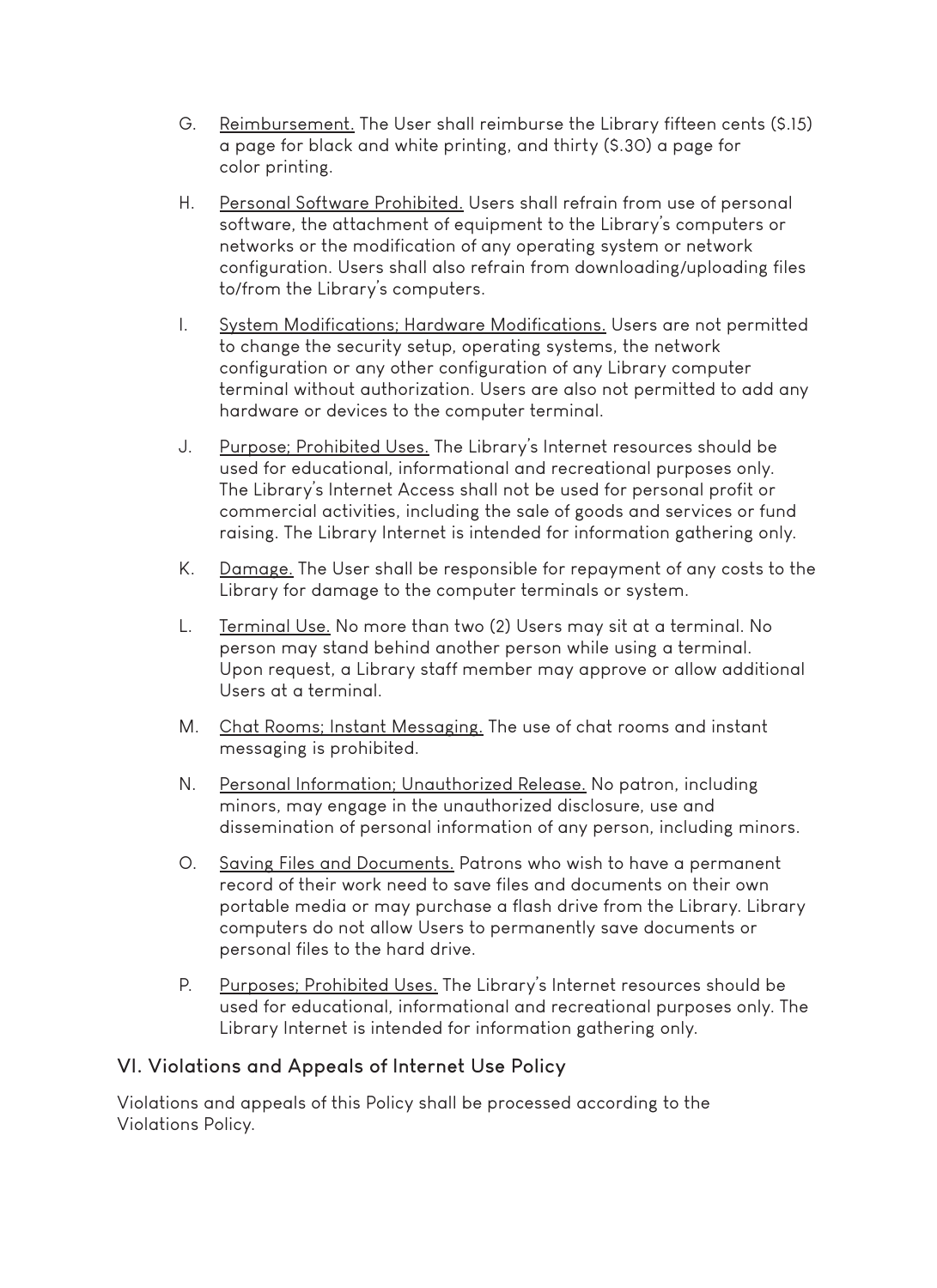G. <u>Reimbursement.</u> The User shall reimburse the Library fifteen cents ($.15) a page for black and white printing, and thirty ($.30) a page for color printing.

H. <u>Personal Software Prohibited.</u> Users shall refrain from use of personal software, the attachment of equipment to the Library's computers or networks or the modification of any operating system or network configuration. Users shall also refrain from downloading/uploading files to/from the Library's computers.

I. <u>System Modifications; Hardware Modifications.</u> Users are not permitted to change the security setup, operating systems, the network configuration or any other configuration of any Library computer terminal without authorization. Users are also not permitted to add any hardware or devices to the computer terminal.

J. <u>Purpose; Prohibited Uses.</u> The Library's Internet resources should be used for educational, informational and recreational purposes only. The Library's Internet Access shall not be used for personal profit or commercial activities, including the sale of goods and services or fund raising. The Library Internet is intended for information gathering only.

K. <u>Damage.</u> The User shall be responsible for repayment of any costs to the Library for damage to the computer terminals or system.

L. <u>Terminal Use.</u> No more than two (2) Users may sit at a terminal. No person may stand behind another person while using a terminal. Upon request, a Library staff member may approve or allow additional Users at a terminal.

M. <u>Chat Rooms; Instant Messaging.</u> The use of chat rooms and instant messaging is prohibited.

N. <u>Personal Information; Unauthorized Release.</u> No patron, including minors, may engage in the unauthorized disclosure, use and dissemination of personal information of any person, including minors.

O. <u>Saving Files and Documents.</u> Patrons who wish to have a permanent record of their work need to save files and documents on their own portable media or may purchase a flash drive from the Library. Library computers do not allow Users to permanently save documents or personal files to the hard drive.

P. <u>Purposes; Prohibited Uses.</u> The Library's Internet resources should be used for educational, informational and recreational purposes only. The Library Internet is intended for information gathering only.

## VI. Violations and Appeals of Internet Use Policy

Violations and appeals of this Policy shall be processed according to the Violations Policy.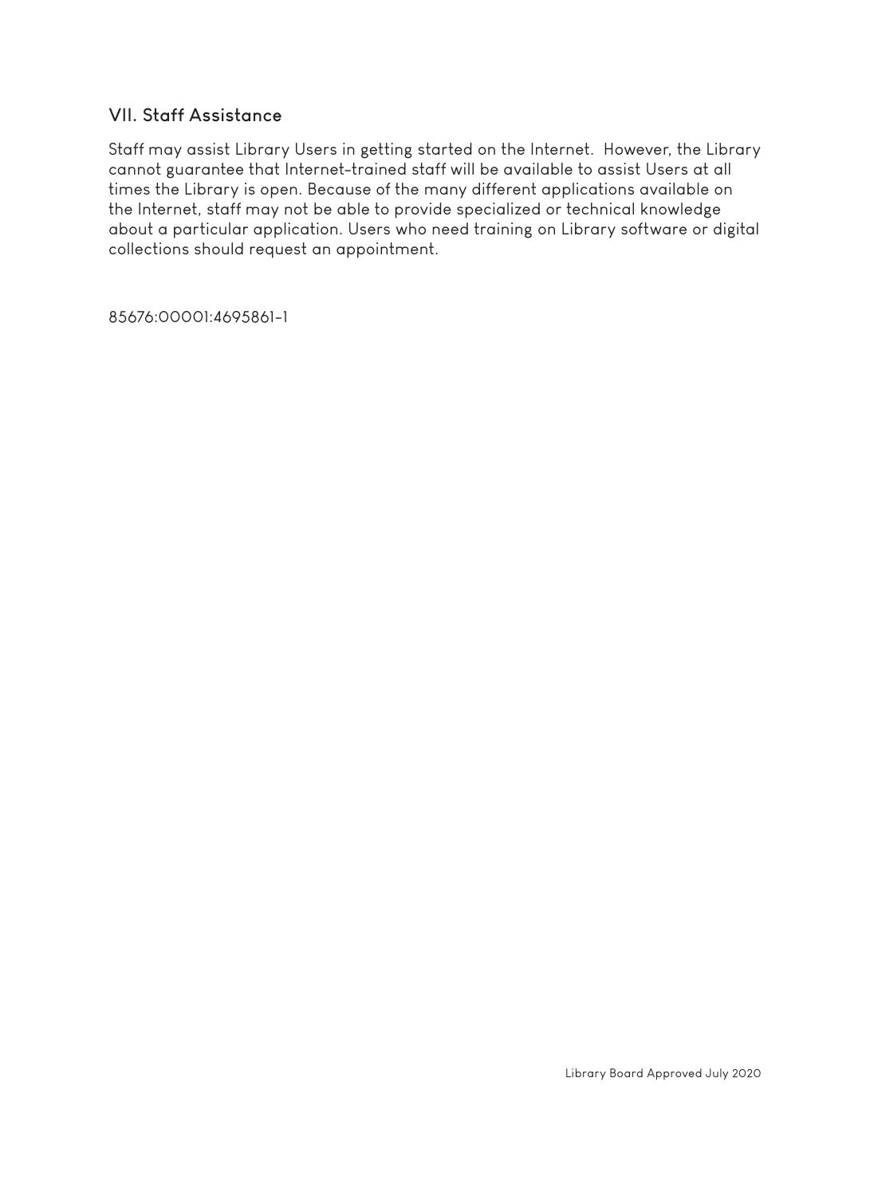## VII. Staff Assistance

Staff may assist Library Users in getting started on the Internet. However, the Library cannot guarantee that Internet-trained staff will be available to assist Users at all times the Library is open. Because of the many different applications available on the Internet, staff may not be able to provide specialized or technical knowledge about a particular application. Users who need training on Library software or digital collections should request an appointment.

85676:00001:4695861-1

Library Board Approved July 2020